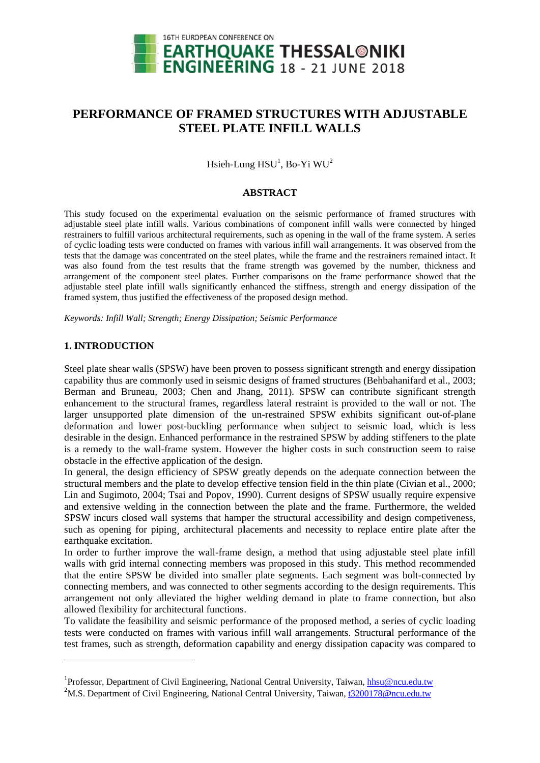# PERFORMANCE OF FRAMED STRUCTURES WITH ADJUSTABLE STEEL PLATE INFILL WALLS

Hsieh-Lung HSU[1], Bo-Yi WU[2]

## ABSTRACT

This study focused on the experimental evaluation on the seismic performance of framed structures with adjustable steel plate infill walls. Various combinations of component infill walls were connected by hinged restrainers to fulfill various architectural requirements, such as opening in the wall of the frame system. A series of cyclic loading tests were conducted on frames with various infill wall arrangements. It was observed from the tests that the damage was concentrated on the steel plates, while the frame and the restrainers remained intact. It was also found from the test results that the frame strength was governed by the number, thickness and arrangement of the component steel plates. Further comparisons on the frame performance showed that the adjustable steel plate infill walls significantly enhanced the stiffness, strength and energy dissipation of the framed system, thus justified the effectiveness of the proposed design method.

*Keywords: Infill Wall; Strength; Energy Dissipation; Seismic Performance*

## 1. INTRODUCTION

Steel plate shear walls (SPSW) have been proven to possess significant strength and energy dissipation capability thus are commonly used in seismic designs of framed structures (Behbahanifard et al., 2003; Berman and Bruneau, 2003; Chen and Jhang, 2011). SPSW can contribute significant strength enhancement to the structural frames, regardless lateral restraint is provided to the wall or not. The larger unsupported plate dimension of the un-restrained SPSW exhibits significant out-of-plane deformation and lower post-buckling performance when subject to seismic load, which is less desirable in the design. Enhanced performance in the restrained SPSW by adding stiffeners to the plate is a remedy to the wall-frame system. However the higher costs in such construction seem to raise obstacle in the effective application of the design.

In general, the design efficiency of SPSW greatly depends on the adequate connection between the structural members and the plate to develop effective tension field in the thin plate (Civian et al., 2000; Lin and Sugimoto, 2004; Tsai and Popov, 1990). Current designs of SPSW usually require expensive and extensive welding in the connection between the plate and the frame. Furthermore, the welded SPSW incurs closed wall systems that hamper the structural accessibility and design competiveness, such as opening for piping, architectural placements and necessity to replace entire plate after the earthquake excitation.

In order to further improve the wall-frame design, a method that using adjustable steel plate infill walls with grid internal connecting members was proposed in this study. This method recommended that the entire SPSW be divided into smaller plate segments. Each segment was bolt-connected by connecting members, and was connected to other segments according to the design requirements. This arrangement not only alleviated the higher welding demand in plate to frame connection, but also allowed flexibility for architectural functions.

To validate the feasibility and seismic performance of the proposed method, a series of cyclic loading tests were conducted on frames with various infill wall arrangements. Structural performance of the test frames, such as strength, deformation capability and energy dissipation capacity was compared to

---

[1]Professor, Department of Civil Engineering, National Central University, Taiwan, hhsu@ncu.edu.tw

[2]M.S. Department of Civil Engineering, National Central University, Taiwan, t3200178@ncu.edu.tw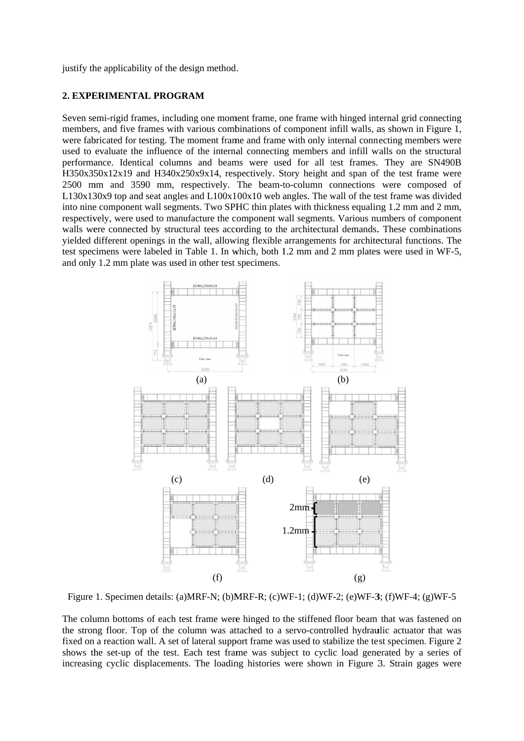justify the applicability of the design method.

## 2. EXPERIMENTAL PROGRAM

Seven semi-rigid frames, including one moment frame, one frame with hinged internal grid connecting members, and five frames with various combinations of component infill walls, as shown in Figure 1, were fabricated for testing. The moment frame and frame with only internal connecting members were used to evaluate the influence of the internal connecting members and infill walls on the structural performance. Identical columns and beams were used for all test frames. They are SN490B H350x350x12x19 and H340x250x9x14, respectively. Story height and span of the test frame were 2500 mm and 3590 mm, respectively. The beam-to-column connections were composed of L130x130x9 top and seat angles and L100x100x10 web angles. The wall of the test frame was divided into nine component wall segments. Two SPHC thin plates with thickness equaling 1.2 mm and 2 mm, respectively, were used to manufacture the component wall segments. Various numbers of component walls were connected by structural tees according to the architectural demands. These combinations yielded different openings in the wall, allowing flexible arrangements for architectural functions. The test specimens were labeled in Table 1. In which, both 1.2 mm and 2 mm plates were used in WF-5, and only 1.2 mm plate was used in other test specimens.

Figure 1. Specimen details: (a)MRF-N; (b)MRF-R; (c)WF-1; (d)WF-2; (e)WF-3; (f)WF-4; (g)WF-5

The column bottoms of each test frame were hinged to the stiffened floor beam that was fastened on the strong floor. Top of the column was attached to a servo-controlled hydraulic actuator that was fixed on a reaction wall. A set of lateral support frame was used to stabilize the test specimen. Figure 2 shows the set-up of the test. Each test frame was subject to cyclic load generated by a series of increasing cyclic displacements. The loading histories were shown in Figure 3. Strain gages were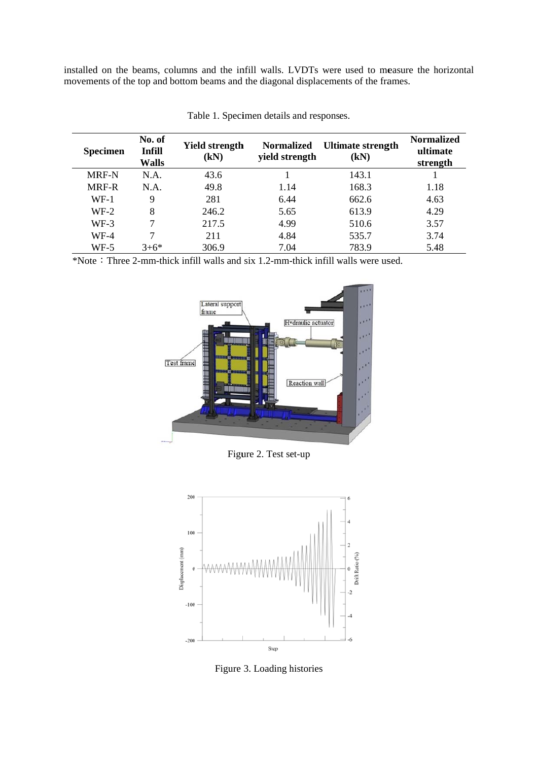installed on the beams, columns and the infill walls. LVDTs were used to measure the horizontal movements of the top and bottom beams and the diagonal displacements of the frames.

Table 1. Specimen details and responses.

| Specimen | No. of Infill Walls | Yield strength (kN) | Normalized yield strength | Ultimate strength (kN) | Normalized ultimate strength |
|---|---|---|---|---|---|
| MRF-N | N.A. | 43.6 | 1 | 143.1 | 1 |
| MRF-R | N.A. | 49.8 | 1.14 | 168.3 | 1.18 |
| WF-1 | 9 | 281 | 6.44 | 662.6 | 4.63 |
| WF-2 | 8 | 246.2 | 5.65 | 613.9 | 4.29 |
| WF-3 | 7 | 217.5 | 4.99 | 510.6 | 3.57 |
| WF-4 | 7 | 211 | 4.84 | 535.7 | 3.74 |
| WF-5 | 3+6* | 306.9 | 7.04 | 783.9 | 5.48 |

*Note：Three 2-mm-thick infill walls and six 1.2-mm-thick infill walls were used.

Figure 2. Test set-up

Figure 3. Loading histories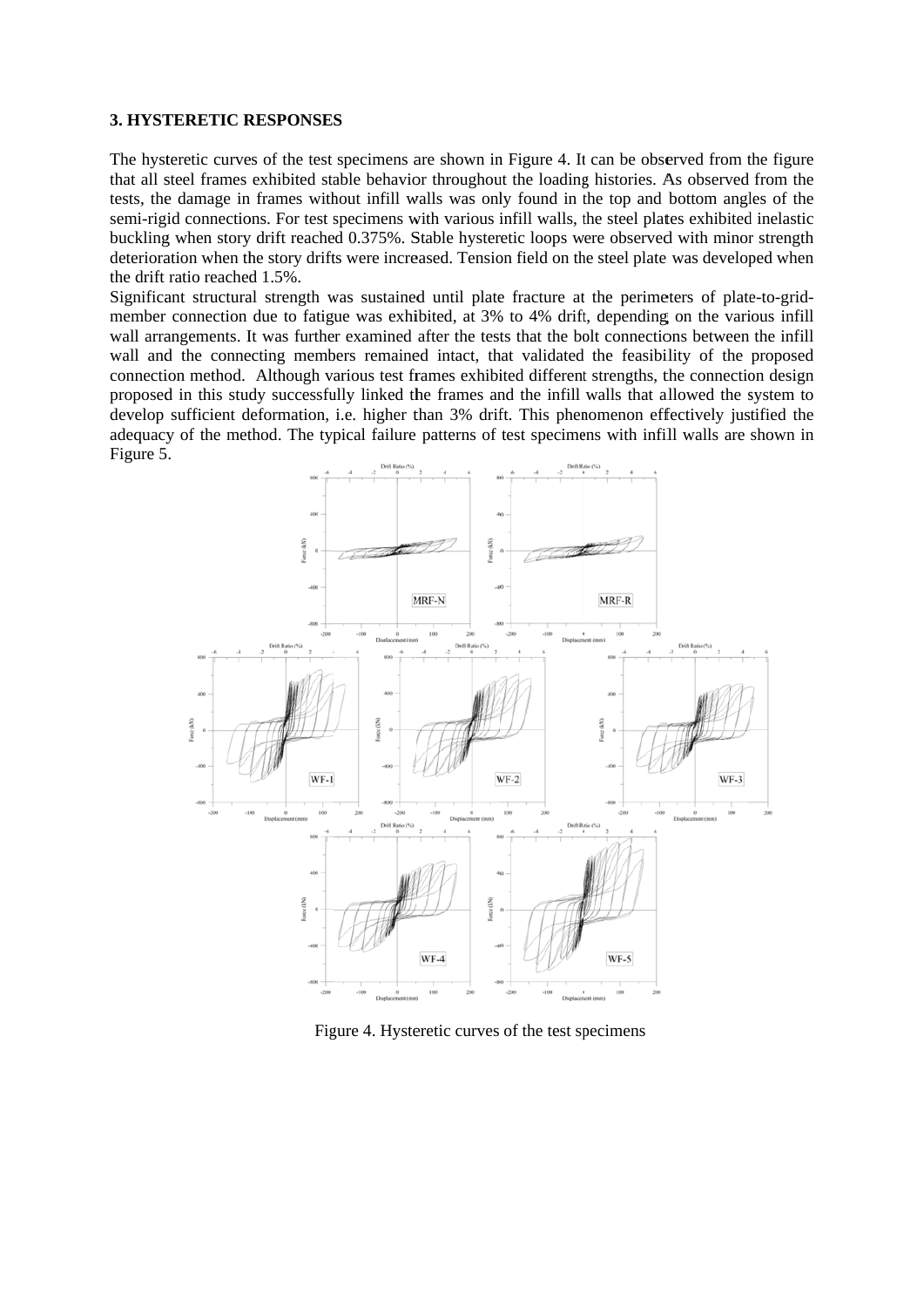### 3. HYSTERETIC RESPONSES

The hysteretic curves of the test specimens are shown in Figure 4. It can be observed from the figure that all steel frames exhibited stable behavior throughout the loading histories. As observed from the tests, the damage in frames without infill walls was only found in the top and bottom angles of the semi-rigid connections. For test specimens with various infill walls, the steel plates exhibited inelastic buckling when story drift reached 0.375%. Stable hysteretic loops were observed with minor strength deterioration when the story drifts were increased. Tension field on the steel plate was developed when the drift ratio reached 1.5%.

Significant structural strength was sustained until plate fracture at the perimeters of plate-to-grid-member connection due to fatigue was exhibited, at 3% to 4% drift, depending on the various infill wall arrangements. It was further examined after the tests that the bolt connections between the infill wall and the connecting members remained intact, that validated the feasibility of the proposed connection method. Although various test frames exhibited different strengths, the connection design proposed in this study successfully linked the frames and the infill walls that allowed the system to develop sufficient deformation, i.e. higher than 3% drift. This phenomenon effectively justified the adequacy of the method. The typical failure patterns of test specimens with infill walls are shown in Figure 5.

Figure 4. Hysteretic curves of the test specimens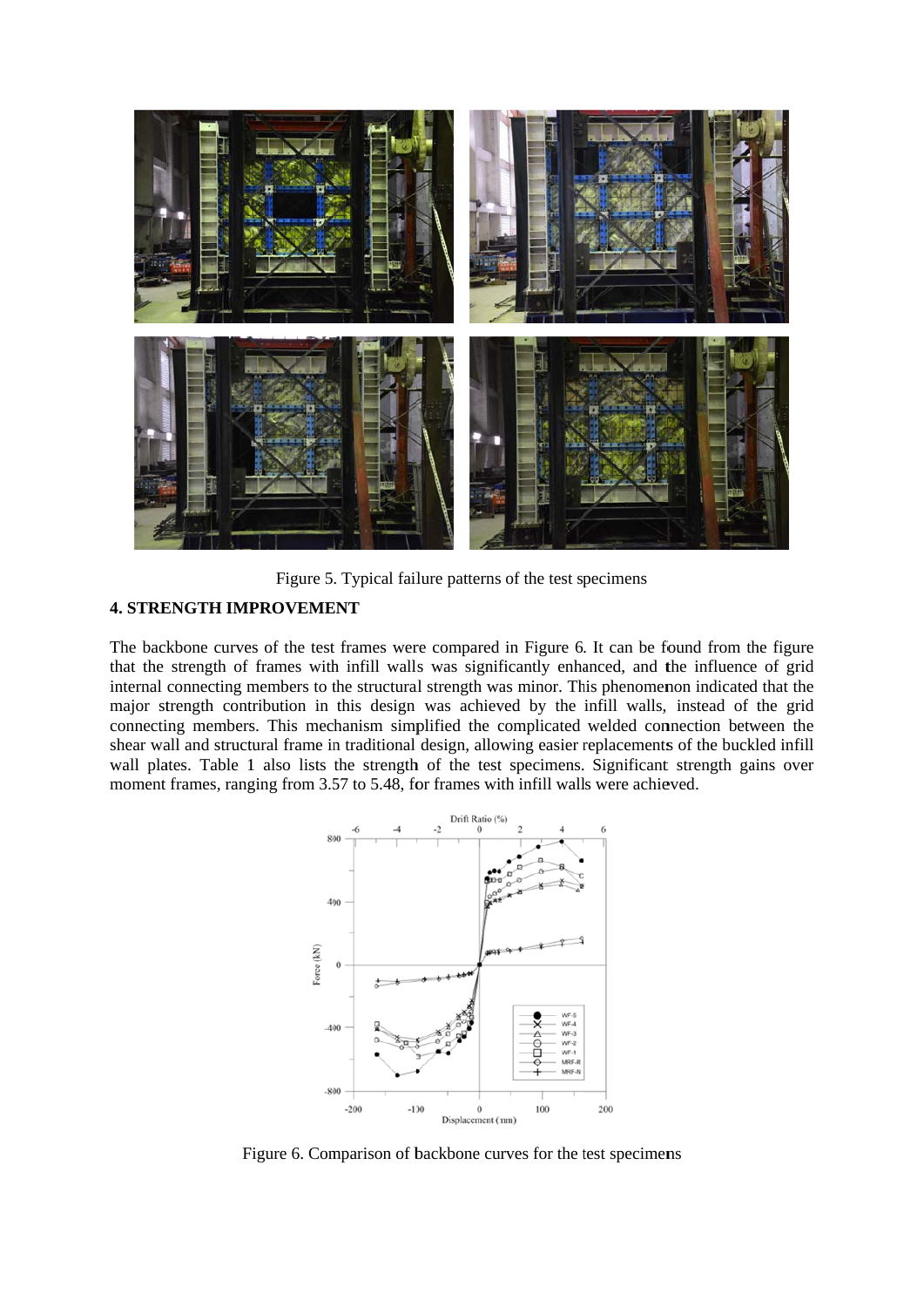Figure 5. Typical failure patterns of the test specimens

## 4. STRENGTH IMPROVEMENT

The backbone curves of the test frames were compared in Figure 6. It can be found from the figure that the strength of frames with infill walls was significantly enhanced, and the influence of grid internal connecting members to the structural strength was minor. This phenomenon indicated that the major strength contribution in this design was achieved by the infill walls, instead of the grid connecting members. This mechanism simplified the complicated welded connection between the shear wall and structural frame in traditional design, allowing easier replacements of the buckled infill wall plates. Table 1 also lists the strength of the test specimens. Significant strength gains over moment frames, ranging from 3.57 to 5.48, for frames with infill walls were achieved.

Figure 6. Comparison of backbone curves for the test specimens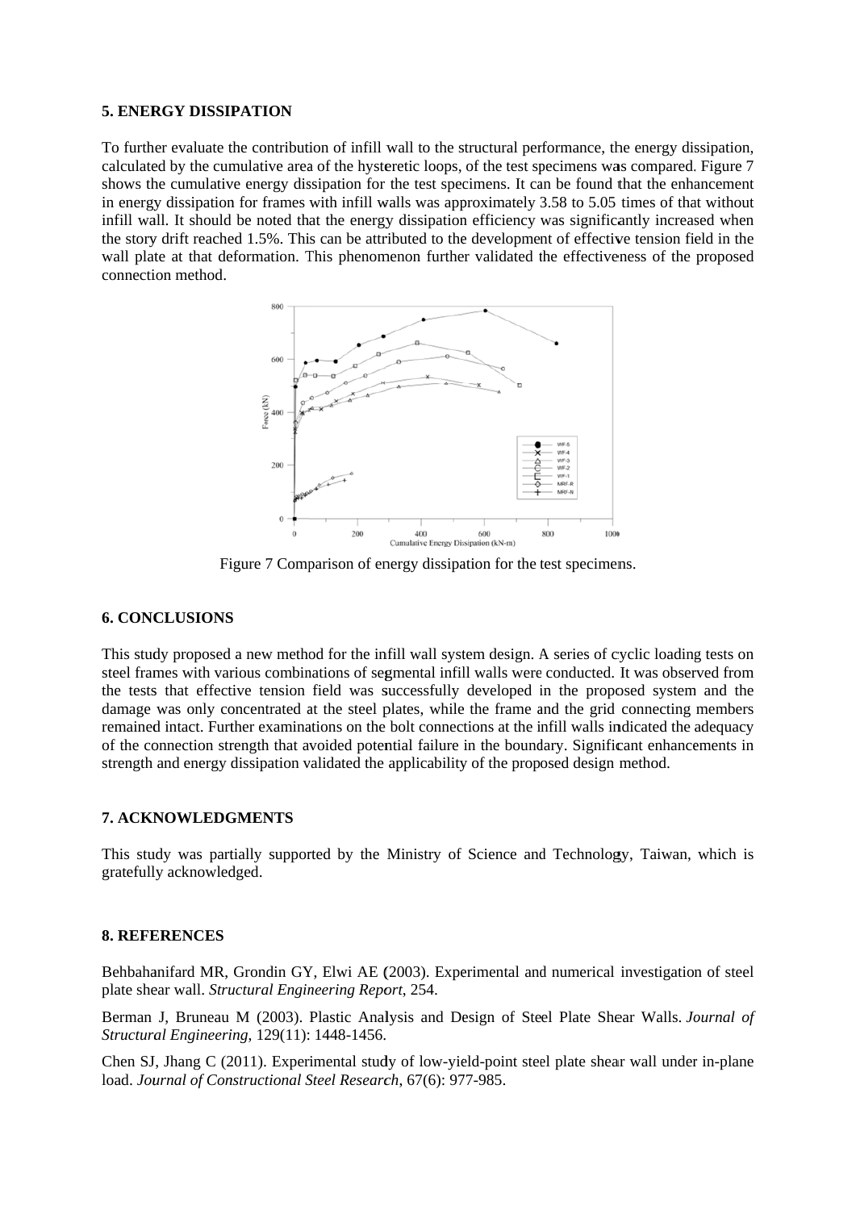### 5. ENERGY DISSIPATION

To further evaluate the contribution of infill wall to the structural performance, the energy dissipation, calculated by the cumulative area of the hysteretic loops, of the test specimens was compared. Figure 7 shows the cumulative energy dissipation for the test specimens. It can be found that the enhancement in energy dissipation for frames with infill walls was approximately 3.58 to 5.05 times of that without infill wall. It should be noted that the energy dissipation efficiency was significantly increased when the story drift reached 1.5%. This can be attributed to the development of effective tension field in the wall plate at that deformation. This phenomenon further validated the effectiveness of the proposed connection method.

Figure 7 Comparison of energy dissipation for the test specimens.

### 6. CONCLUSIONS

This study proposed a new method for the infill wall system design. A series of cyclic loading tests on steel frames with various combinations of segmental infill walls were conducted. It was observed from the tests that effective tension field was successfully developed in the proposed system and the damage was only concentrated at the steel plates, while the frame and the grid connecting members remained intact. Further examinations on the bolt connections at the infill walls indicated the adequacy of the connection strength that avoided potential failure in the boundary. Significant enhancements in strength and energy dissipation validated the applicability of the proposed design method.

### 7. ACKNOWLEDGMENTS

This study was partially supported by the Ministry of Science and Technology, Taiwan, which is gratefully acknowledged.

### 8. REFERENCES

Behbahanifard MR, Grondin GY, Elwi AE (2003). Experimental and numerical investigation of steel plate shear wall. *Structural Engineering Report*, 254.

Berman J, Bruneau M (2003). Plastic Analysis and Design of Steel Plate Shear Walls. *Journal of Structural Engineering*, 129(11): 1448-1456.

Chen SJ, Jhang C (2011). Experimental study of low-yield-point steel plate shear wall under in-plane load. *Journal of Constructional Steel Research*, 67(6): 977-985.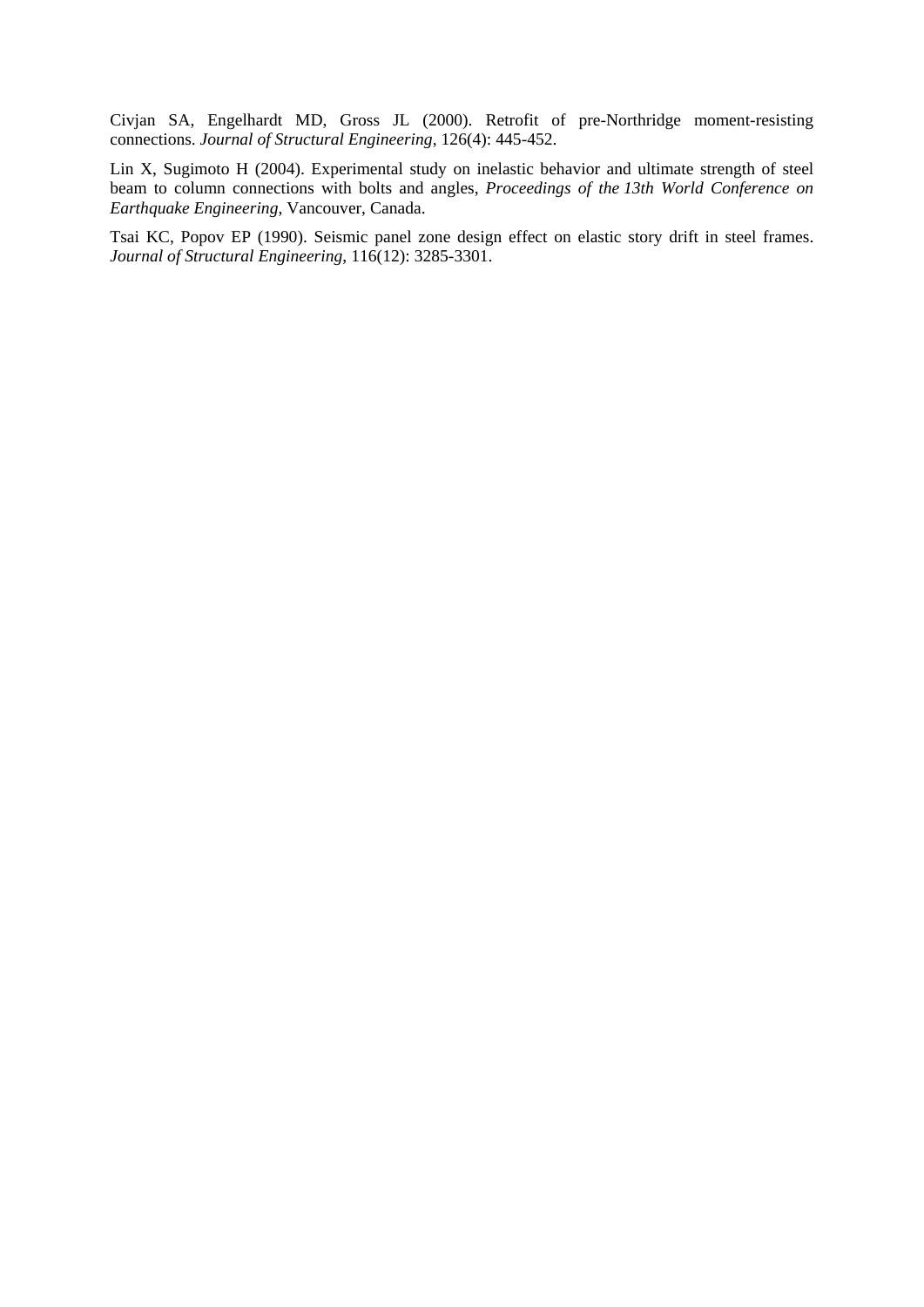Civjan SA, Engelhardt MD, Gross JL (2000). Retrofit of pre-Northridge moment-resisting connections. *Journal of Structural Engineering*, 126(4): 445-452.

Lin X, Sugimoto H (2004). Experimental study on inelastic behavior and ultimate strength of steel beam to column connections with bolts and angles, *Proceedings of the 13th World Conference on Earthquake Engineering*, Vancouver, Canada.

Tsai KC, Popov EP (1990). Seismic panel zone design effect on elastic story drift in steel frames. *Journal of Structural Engineering*, 116(12): 3285-3301.